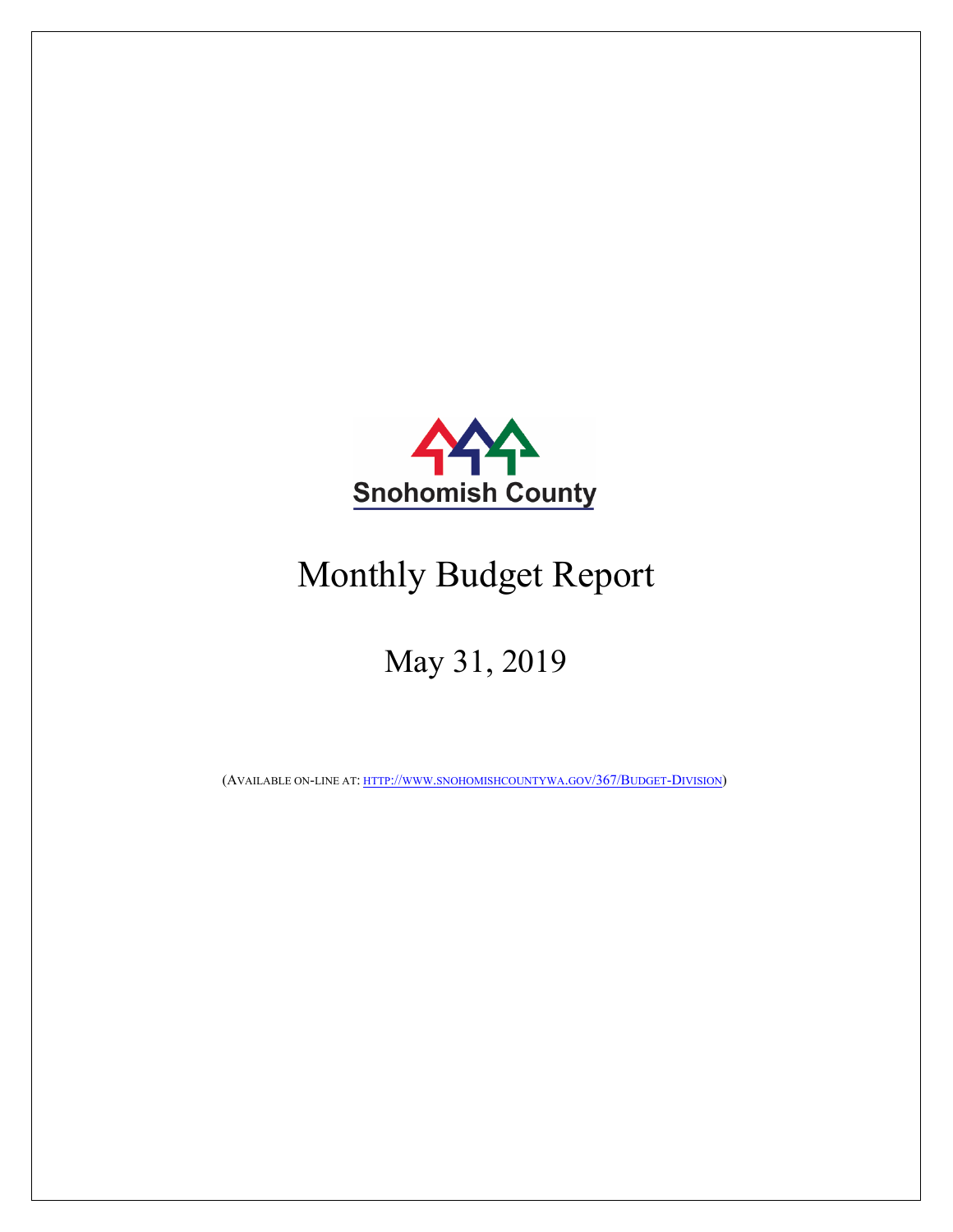Snohomish County

# Monthly Budget Report

## May 31, 2019

(AVAILABLE ON-LINE AT: HTTP://WWW.SNOHOMISHCOUNTYWA.GOV/367/BUDGET-DIVISION)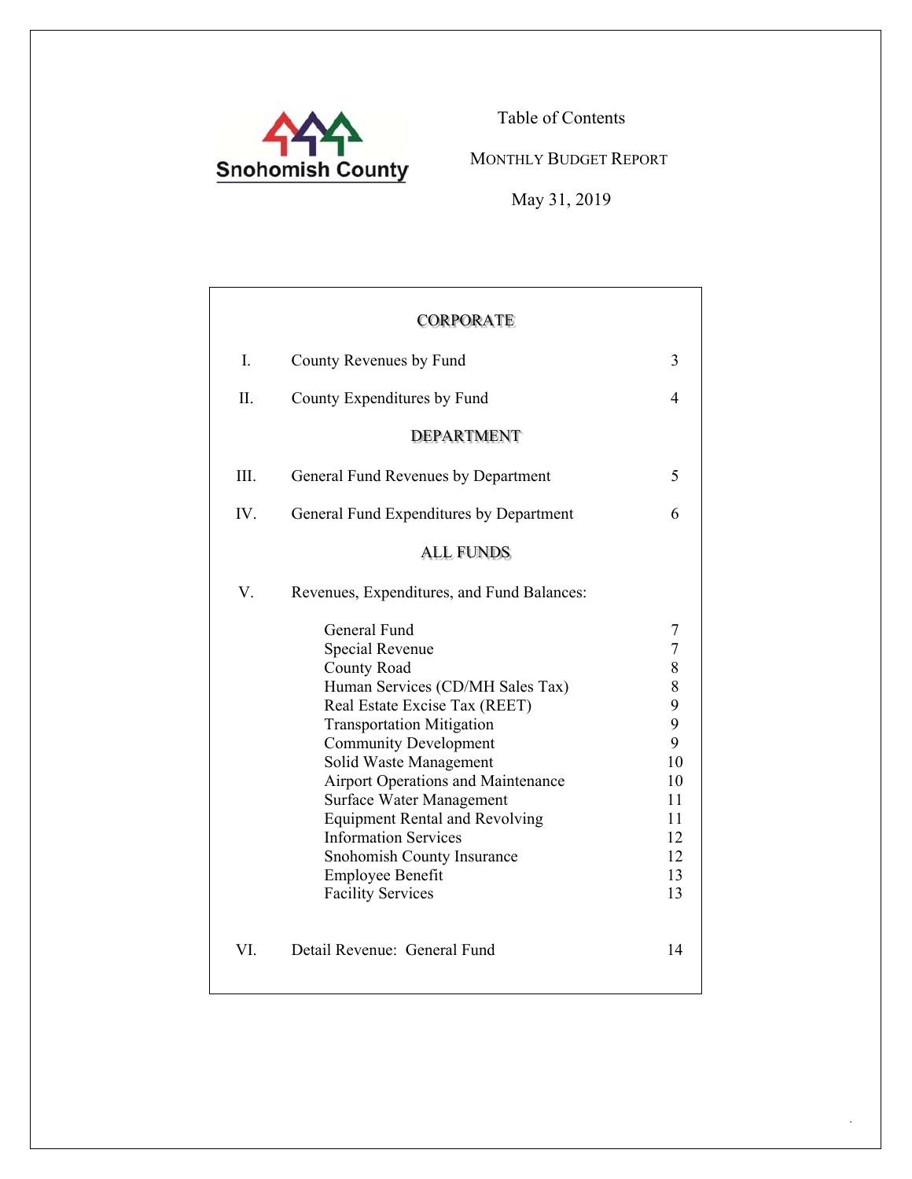Snohomish County

# Table of Contents

## MONTHLY BUDGET REPORT

May 31, 2019

### CORPORATE

| | | |
|---|---|---|
| I. | County Revenues by Fund | 3 |
| II. | County Expenditures by Fund | 4 |

### DEPARTMENT

| | | |
|---|---|---|
| III. | General Fund Revenues by Department | 5 |
| IV. | General Fund Expenditures by Department | 6 |

### ALL FUNDS

| | | |
|---|---|---|
| V. | Revenues, Expenditures, and Fund Balances: | |
| | General Fund | 7 |
| | Special Revenue | 7 |
| | County Road | 8 |
| | Human Services (CD/MH Sales Tax) | 8 |
| | Real Estate Excise Tax (REET) | 9 |
| | Transportation Mitigation | 9 |
| | Community Development | 9 |
| | Solid Waste Management | 10 |
| | Airport Operations and Maintenance | 10 |
| | Surface Water Management | 11 |
| | Equipment Rental and Revolving | 11 |
| | Information Services | 12 |
| | Snohomish County Insurance | 12 |
| | Employee Benefit | 13 |
| | Facility Services | 13 |
| VI. | Detail Revenue: General Fund | 14 |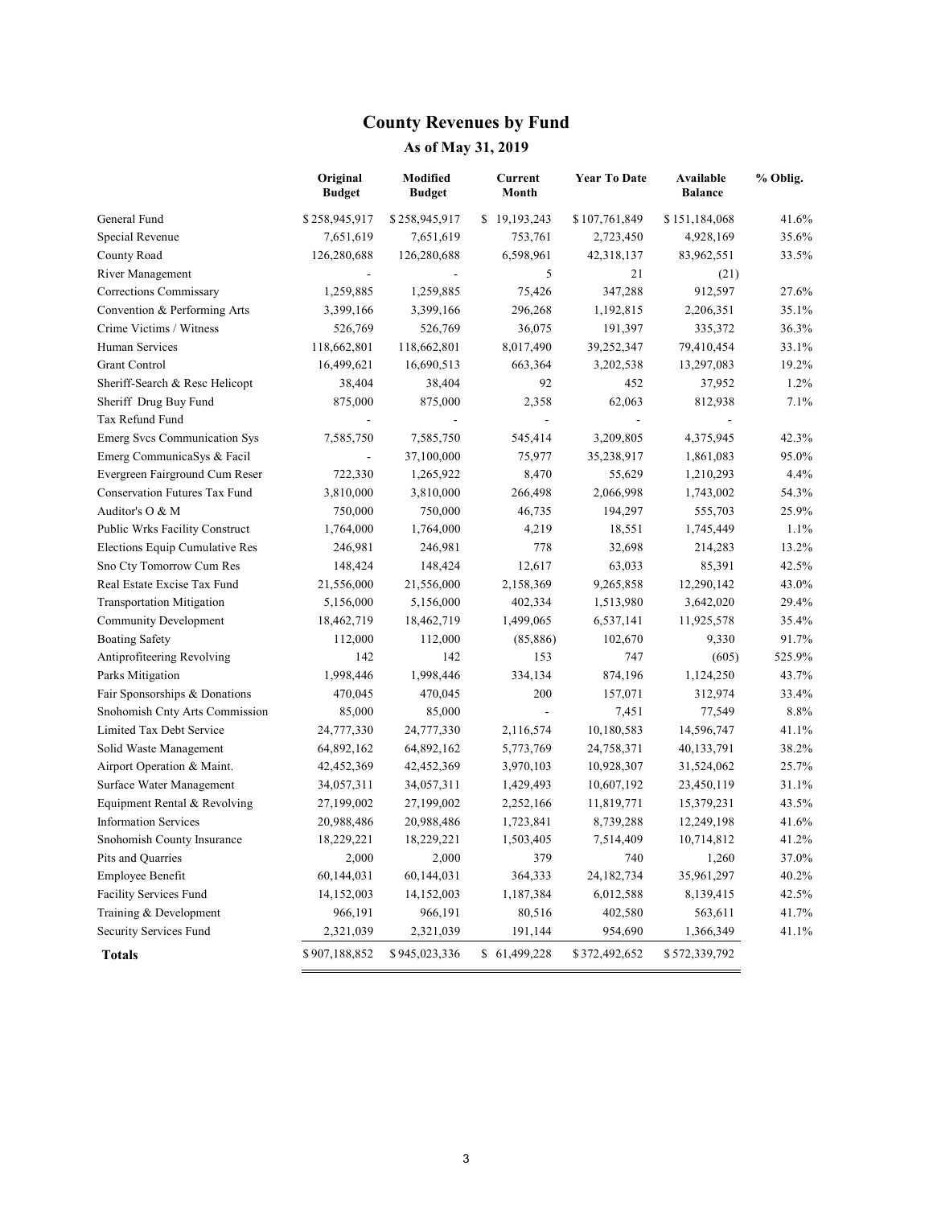# County Revenues by Fund

## As of May 31, 2019

| | Original Budget | Modified Budget | Current Month | Year To Date | Available Balance | % Oblig. |
|---|---|---|---|---|---|---|
| General Fund | $ 258,945,917 | $ 258,945,917 | $ 19,193,243 | $ 107,761,849 | $ 151,184,068 | 41.6% |
| Special Revenue | 7,651,619 | 7,651,619 | 753,761 | 2,723,450 | 4,928,169 | 35.6% |
| County Road | 126,280,688 | 126,280,688 | 6,598,961 | 42,318,137 | 83,962,551 | 33.5% |
| River Management | - | - | 5 | 21 | (21) | |
| Corrections Commissary | 1,259,885 | 1,259,885 | 75,426 | 347,288 | 912,597 | 27.6% |
| Convention & Performing Arts | 3,399,166 | 3,399,166 | 296,268 | 1,192,815 | 2,206,351 | 35.1% |
| Crime Victims / Witness | 526,769 | 526,769 | 36,075 | 191,397 | 335,372 | 36.3% |
| Human Services | 118,662,801 | 118,662,801 | 8,017,490 | 39,252,347 | 79,410,454 | 33.1% |
| Grant Control | 16,499,621 | 16,690,513 | 663,364 | 3,202,538 | 13,297,083 | 19.2% |
| Sheriff-Search & Resc Helicopt | 38,404 | 38,404 | 92 | 452 | 37,952 | 1.2% |
| Sheriff Drug Buy Fund | 875,000 | 875,000 | 2,358 | 62,063 | 812,938 | 7.1% |
| Tax Refund Fund | - | - | - | - | - | |
| Emerg Svcs Communication Sys | 7,585,750 | 7,585,750 | 545,414 | 3,209,805 | 4,375,945 | 42.3% |
| Emerg CommunicaSys & Facil | - | 37,100,000 | 75,977 | 35,238,917 | 1,861,083 | 95.0% |
| Evergreen Fairground Cum Reser | 722,330 | 1,265,922 | 8,470 | 55,629 | 1,210,293 | 4.4% |
| Conservation Futures Tax Fund | 3,810,000 | 3,810,000 | 266,498 | 2,066,998 | 1,743,002 | 54.3% |
| Auditor's O & M | 750,000 | 750,000 | 46,735 | 194,297 | 555,703 | 25.9% |
| Public Wrks Facility Construct | 1,764,000 | 1,764,000 | 4,219 | 18,551 | 1,745,449 | 1.1% |
| Elections Equip Cumulative Res | 246,981 | 246,981 | 778 | 32,698 | 214,283 | 13.2% |
| Sno Cty Tomorrow Cum Res | 148,424 | 148,424 | 12,617 | 63,033 | 85,391 | 42.5% |
| Real Estate Excise Tax Fund | 21,556,000 | 21,556,000 | 2,158,369 | 9,265,858 | 12,290,142 | 43.0% |
| Transportation Mitigation | 5,156,000 | 5,156,000 | 402,334 | 1,513,980 | 3,642,020 | 29.4% |
| Community Development | 18,462,719 | 18,462,719 | 1,499,065 | 6,537,141 | 11,925,578 | 35.4% |
| Boating Safety | 112,000 | 112,000 | (85,886) | 102,670 | 9,330 | 91.7% |
| Antiprofiteering Revolving | 142 | 142 | 153 | 747 | (605) | 525.9% |
| Parks Mitigation | 1,998,446 | 1,998,446 | 334,134 | 874,196 | 1,124,250 | 43.7% |
| Fair Sponsorships & Donations | 470,045 | 470,045 | 200 | 157,071 | 312,974 | 33.4% |
| Snohomish Cnty Arts Commission | 85,000 | 85,000 | - | 7,451 | 77,549 | 8.8% |
| Limited Tax Debt Service | 24,777,330 | 24,777,330 | 2,116,574 | 10,180,583 | 14,596,747 | 41.1% |
| Solid Waste Management | 64,892,162 | 64,892,162 | 5,773,769 | 24,758,371 | 40,133,791 | 38.2% |
| Airport Operation & Maint. | 42,452,369 | 42,452,369 | 3,970,103 | 10,928,307 | 31,524,062 | 25.7% |
| Surface Water Management | 34,057,311 | 34,057,311 | 1,429,493 | 10,607,192 | 23,450,119 | 31.1% |
| Equipment Rental & Revolving | 27,199,002 | 27,199,002 | 2,252,166 | 11,819,771 | 15,379,231 | 43.5% |
| Information Services | 20,988,486 | 20,988,486 | 1,723,841 | 8,739,288 | 12,249,198 | 41.6% |
| Snohomish County Insurance | 18,229,221 | 18,229,221 | 1,503,405 | 7,514,409 | 10,714,812 | 41.2% |
| Pits and Quarries | 2,000 | 2,000 | 379 | 740 | 1,260 | 37.0% |
| Employee Benefit | 60,144,031 | 60,144,031 | 364,333 | 24,182,734 | 35,961,297 | 40.2% |
| Facility Services Fund | 14,152,003 | 14,152,003 | 1,187,384 | 6,012,588 | 8,139,415 | 42.5% |
| Training & Development | 966,191 | 966,191 | 80,516 | 402,580 | 563,611 | 41.7% |
| Security Services Fund | 2,321,039 | 2,321,039 | 191,144 | 954,690 | 1,366,349 | 41.1% |
| **Totals** | $ 907,188,852 | $ 945,023,336 | $ 61,499,228 | $ 372,492,652 | $ 572,339,792 | |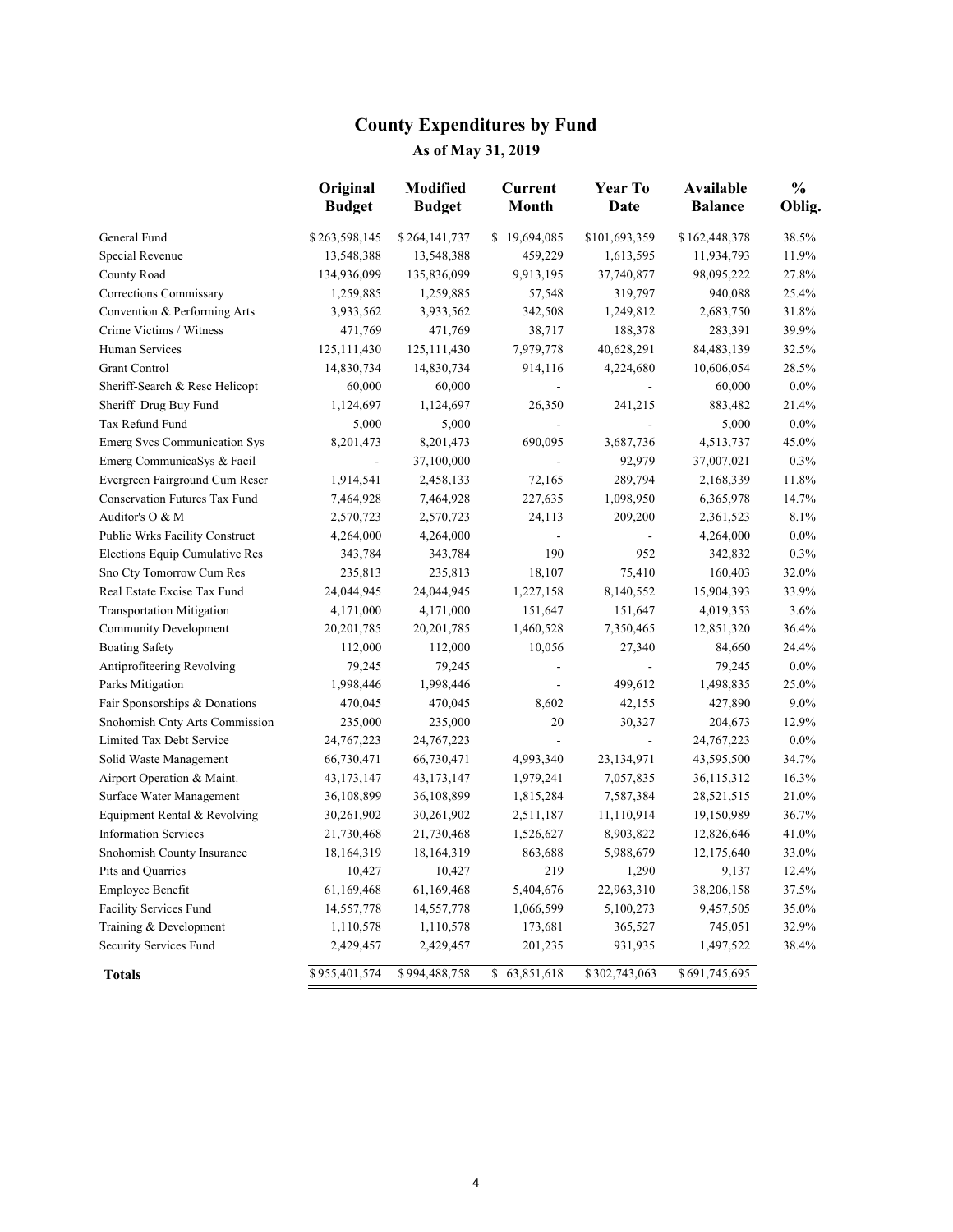# County Expenditures by Fund

## As of May 31, 2019

| | Original Budget | Modified Budget | Current Month | Year To Date | Available Balance | % Oblig. |
|---|---|---|---|---|---|---|
| General Fund | $ 263,598,145 | $ 264,141,737 | $ 19,694,085 | $101,693,359 | $ 162,448,378 | 38.5% |
| Special Revenue | 13,548,388 | 13,548,388 | 459,229 | 1,613,595 | 11,934,793 | 11.9% |
| County Road | 134,936,099 | 135,836,099 | 9,913,195 | 37,740,877 | 98,095,222 | 27.8% |
| Corrections Commissary | 1,259,885 | 1,259,885 | 57,548 | 319,797 | 940,088 | 25.4% |
| Convention & Performing Arts | 3,933,562 | 3,933,562 | 342,508 | 1,249,812 | 2,683,750 | 31.8% |
| Crime Victims / Witness | 471,769 | 471,769 | 38,717 | 188,378 | 283,391 | 39.9% |
| Human Services | 125,111,430 | 125,111,430 | 7,979,778 | 40,628,291 | 84,483,139 | 32.5% |
| Grant Control | 14,830,734 | 14,830,734 | 914,116 | 4,224,680 | 10,606,054 | 28.5% |
| Sheriff-Search & Resc Helicopt | 60,000 | 60,000 | - | - | 60,000 | 0.0% |
| Sheriff Drug Buy Fund | 1,124,697 | 1,124,697 | 26,350 | 241,215 | 883,482 | 21.4% |
| Tax Refund Fund | 5,000 | 5,000 | - | - | 5,000 | 0.0% |
| Emerg Svcs Communication Sys | 8,201,473 | 8,201,473 | 690,095 | 3,687,736 | 4,513,737 | 45.0% |
| Emerg CommunicaSys & Facil | - | 37,100,000 | - | 92,979 | 37,007,021 | 0.3% |
| Evergreen Fairground Cum Reser | 1,914,541 | 2,458,133 | 72,165 | 289,794 | 2,168,339 | 11.8% |
| Conservation Futures Tax Fund | 7,464,928 | 7,464,928 | 227,635 | 1,098,950 | 6,365,978 | 14.7% |
| Auditor's O & M | 2,570,723 | 2,570,723 | 24,113 | 209,200 | 2,361,523 | 8.1% |
| Public Wrks Facility Construct | 4,264,000 | 4,264,000 | - | - | 4,264,000 | 0.0% |
| Elections Equip Cumulative Res | 343,784 | 343,784 | 190 | 952 | 342,832 | 0.3% |
| Sno Cty Tomorrow Cum Res | 235,813 | 235,813 | 18,107 | 75,410 | 160,403 | 32.0% |
| Real Estate Excise Tax Fund | 24,044,945 | 24,044,945 | 1,227,158 | 8,140,552 | 15,904,393 | 33.9% |
| Transportation Mitigation | 4,171,000 | 4,171,000 | 151,647 | 151,647 | 4,019,353 | 3.6% |
| Community Development | 20,201,785 | 20,201,785 | 1,460,528 | 7,350,465 | 12,851,320 | 36.4% |
| Boating Safety | 112,000 | 112,000 | 10,056 | 27,340 | 84,660 | 24.4% |
| Antiprofiteering Revolving | 79,245 | 79,245 | - | - | 79,245 | 0.0% |
| Parks Mitigation | 1,998,446 | 1,998,446 | - | 499,612 | 1,498,835 | 25.0% |
| Fair Sponsorships & Donations | 470,045 | 470,045 | 8,602 | 42,155 | 427,890 | 9.0% |
| Snohomish Cnty Arts Commission | 235,000 | 235,000 | 20 | 30,327 | 204,673 | 12.9% |
| Limited Tax Debt Service | 24,767,223 | 24,767,223 | - | - | 24,767,223 | 0.0% |
| Solid Waste Management | 66,730,471 | 66,730,471 | 4,993,340 | 23,134,971 | 43,595,500 | 34.7% |
| Airport Operation & Maint. | 43,173,147 | 43,173,147 | 1,979,241 | 7,057,835 | 36,115,312 | 16.3% |
| Surface Water Management | 36,108,899 | 36,108,899 | 1,815,284 | 7,587,384 | 28,521,515 | 21.0% |
| Equipment Rental & Revolving | 30,261,902 | 30,261,902 | 2,511,187 | 11,110,914 | 19,150,989 | 36.7% |
| Information Services | 21,730,468 | 21,730,468 | 1,526,627 | 8,903,822 | 12,826,646 | 41.0% |
| Snohomish County Insurance | 18,164,319 | 18,164,319 | 863,688 | 5,988,679 | 12,175,640 | 33.0% |
| Pits and Quarries | 10,427 | 10,427 | 219 | 1,290 | 9,137 | 12.4% |
| Employee Benefit | 61,169,468 | 61,169,468 | 5,404,676 | 22,963,310 | 38,206,158 | 37.5% |
| Facility Services Fund | 14,557,778 | 14,557,778 | 1,066,599 | 5,100,273 | 9,457,505 | 35.0% |
| Training & Development | 1,110,578 | 1,110,578 | 173,681 | 365,527 | 745,051 | 32.9% |
| Security Services Fund | 2,429,457 | 2,429,457 | 201,235 | 931,935 | 1,497,522 | 38.4% |
| **Totals** | $ 955,401,574 | $ 994,488,758 | $ 63,851,618 | $ 302,743,063 | $ 691,745,695 | |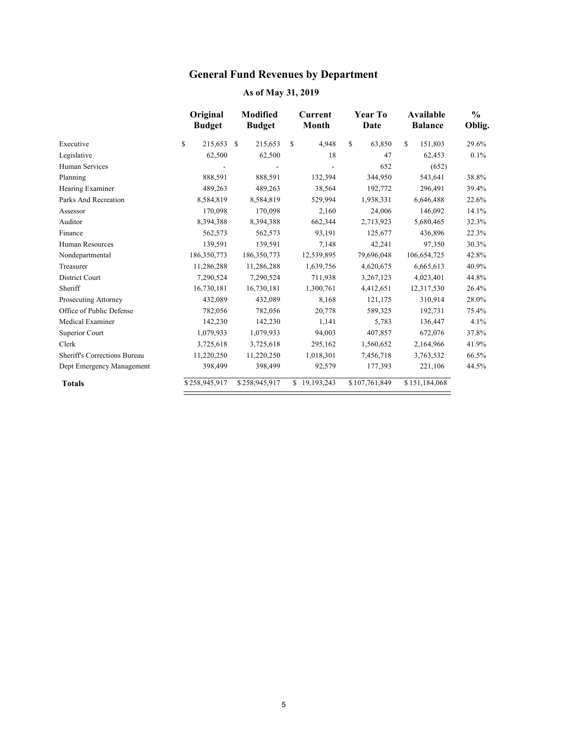# General Fund Revenues by Department

## As of May 31, 2019

| | Original Budget | Modified Budget | Current Month | Year To Date | Available Balance | % Oblig. |
|---|---|---|---|---|---|---|
| Executive | $ 215,653 | $ 215,653 | $ 4,948 | $ 63,850 | $ 151,803 | 29.6% |
| Legislative | 62,500 | 62,500 | 18 | 47 | 62,453 | 0.1% |
| Human Services | - | - | - | 652 | (652) | |
| Planning | 888,591 | 888,591 | 132,394 | 344,950 | 543,641 | 38.8% |
| Hearing Examiner | 489,263 | 489,263 | 38,564 | 192,772 | 296,491 | 39.4% |
| Parks And Recreation | 8,584,819 | 8,584,819 | 529,994 | 1,938,331 | 6,646,488 | 22.6% |
| Assessor | 170,098 | 170,098 | 2,160 | 24,006 | 146,092 | 14.1% |
| Auditor | 8,394,388 | 8,394,388 | 662,344 | 2,713,923 | 5,680,465 | 32.3% |
| Finance | 562,573 | 562,573 | 93,191 | 125,677 | 436,896 | 22.3% |
| Human Resources | 139,591 | 139,591 | 7,148 | 42,241 | 97,350 | 30.3% |
| Nondepartmental | 186,350,773 | 186,350,773 | 12,539,895 | 79,696,048 | 106,654,725 | 42.8% |
| Treasurer | 11,286,288 | 11,286,288 | 1,639,756 | 4,620,675 | 6,665,613 | 40.9% |
| District Court | 7,290,524 | 7,290,524 | 711,938 | 3,267,123 | 4,023,401 | 44.8% |
| Sheriff | 16,730,181 | 16,730,181 | 1,300,761 | 4,412,651 | 12,317,530 | 26.4% |
| Prosecuting Attorney | 432,089 | 432,089 | 8,168 | 121,175 | 310,914 | 28.0% |
| Office of Public Defense | 782,056 | 782,056 | 20,778 | 589,325 | 192,731 | 75.4% |
| Medical Examiner | 142,230 | 142,230 | 1,141 | 5,783 | 136,447 | 4.1% |
| Superior Court | 1,079,933 | 1,079,933 | 94,003 | 407,857 | 672,076 | 37.8% |
| Clerk | 3,725,618 | 3,725,618 | 295,162 | 1,560,652 | 2,164,966 | 41.9% |
| Sheriff's Corrections Bureau | 11,220,250 | 11,220,250 | 1,018,301 | 7,456,718 | 3,763,532 | 66.5% |
| Dept Emergency Management | 398,499 | 398,499 | 92,579 | 177,393 | 221,106 | 44.5% |
| **Totals** | $ 258,945,917 | $ 258,945,917 | $ 19,193,243 | $ 107,761,849 | $ 151,184,068 | |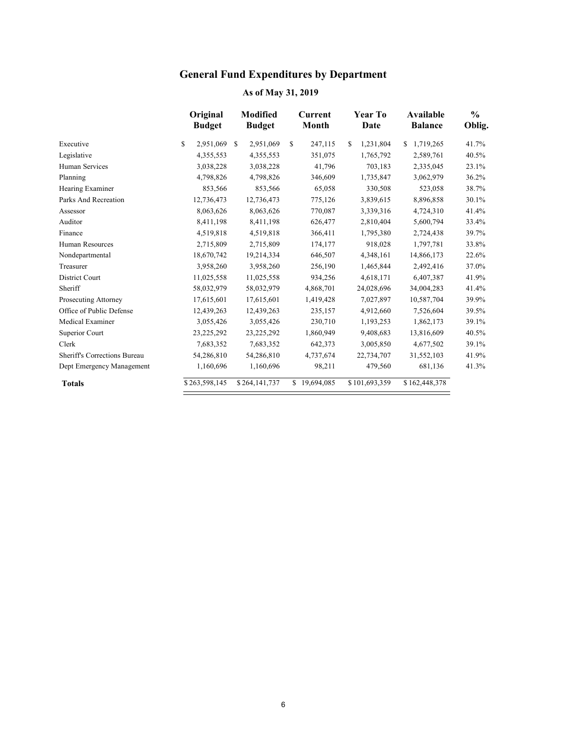# General Fund Expenditures by Department

## As of May 31, 2019

| | Original Budget | Modified Budget | Current Month | Year To Date | Available Balance | % Oblig. |
|---|---|---|---|---|---|---|
| Executive | $ 2,951,069 | $ 2,951,069 | $ 247,115 | $ 1,231,804 | $ 1,719,265 | 41.7% |
| Legislative | 4,355,553 | 4,355,553 | 351,075 | 1,765,792 | 2,589,761 | 40.5% |
| Human Services | 3,038,228 | 3,038,228 | 41,796 | 703,183 | 2,335,045 | 23.1% |
| Planning | 4,798,826 | 4,798,826 | 346,609 | 1,735,847 | 3,062,979 | 36.2% |
| Hearing Examiner | 853,566 | 853,566 | 65,058 | 330,508 | 523,058 | 38.7% |
| Parks And Recreation | 12,736,473 | 12,736,473 | 775,126 | 3,839,615 | 8,896,858 | 30.1% |
| Assessor | 8,063,626 | 8,063,626 | 770,087 | 3,339,316 | 4,724,310 | 41.4% |
| Auditor | 8,411,198 | 8,411,198 | 626,477 | 2,810,404 | 5,600,794 | 33.4% |
| Finance | 4,519,818 | 4,519,818 | 366,411 | 1,795,380 | 2,724,438 | 39.7% |
| Human Resources | 2,715,809 | 2,715,809 | 174,177 | 918,028 | 1,797,781 | 33.8% |
| Nondepartmental | 18,670,742 | 19,214,334 | 646,507 | 4,348,161 | 14,866,173 | 22.6% |
| Treasurer | 3,958,260 | 3,958,260 | 256,190 | 1,465,844 | 2,492,416 | 37.0% |
| District Court | 11,025,558 | 11,025,558 | 934,256 | 4,618,171 | 6,407,387 | 41.9% |
| Sheriff | 58,032,979 | 58,032,979 | 4,868,701 | 24,028,696 | 34,004,283 | 41.4% |
| Prosecuting Attorney | 17,615,601 | 17,615,601 | 1,419,428 | 7,027,897 | 10,587,704 | 39.9% |
| Office of Public Defense | 12,439,263 | 12,439,263 | 235,157 | 4,912,660 | 7,526,604 | 39.5% |
| Medical Examiner | 3,055,426 | 3,055,426 | 230,710 | 1,193,253 | 1,862,173 | 39.1% |
| Superior Court | 23,225,292 | 23,225,292 | 1,860,949 | 9,408,683 | 13,816,609 | 40.5% |
| Clerk | 7,683,352 | 7,683,352 | 642,373 | 3,005,850 | 4,677,502 | 39.1% |
| Sheriff's Corrections Bureau | 54,286,810 | 54,286,810 | 4,737,674 | 22,734,707 | 31,552,103 | 41.9% |
| Dept Emergency Management | 1,160,696 | 1,160,696 | 98,211 | 479,560 | 681,136 | 41.3% |
| **Totals** | $ 263,598,145 | $ 264,141,737 | $ 19,694,085 | $ 101,693,359 | $ 162,448,378 | |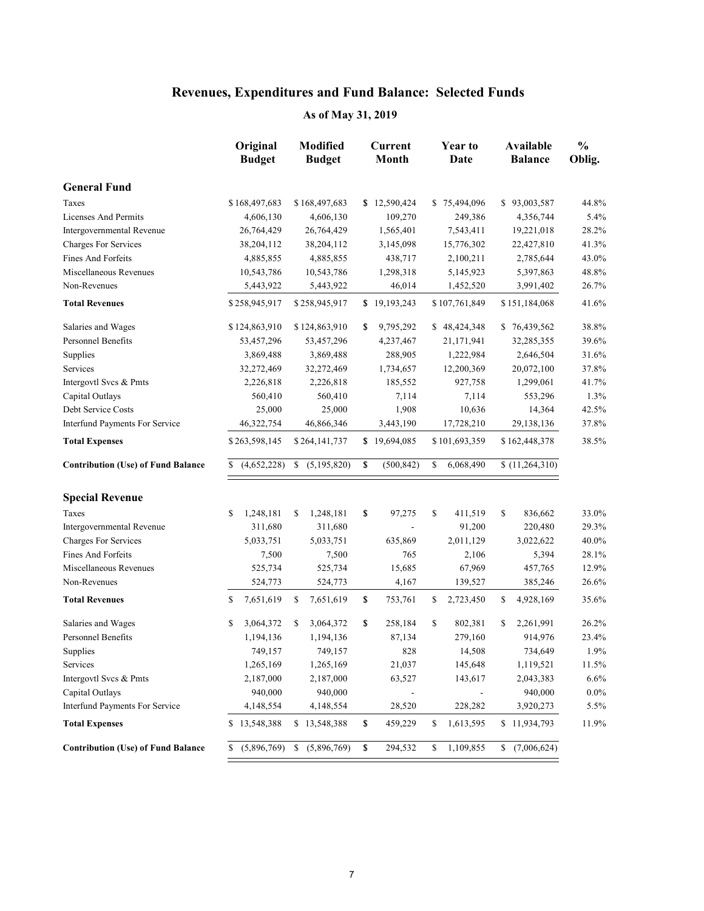# Revenues, Expenditures and Fund Balance: Selected Funds

## As of May 31, 2019

| | Original Budget | Modified Budget | Current Month | Year to Date | Available Balance | % Oblig. |
|---|---|---|---|---|---|---|
| **General Fund** | | | | | | |
| Taxes | $ 168,497,683 | $ 168,497,683 | $ 12,590,424 | $ 75,494,096 | $ 93,003,587 | 44.8% |
| Licenses And Permits | 4,606,130 | 4,606,130 | 109,270 | 249,386 | 4,356,744 | 5.4% |
| Intergovernmental Revenue | 26,764,429 | 26,764,429 | 1,565,401 | 7,543,411 | 19,221,018 | 28.2% |
| Charges For Services | 38,204,112 | 38,204,112 | 3,145,098 | 15,776,302 | 22,427,810 | 41.3% |
| Fines And Forfeits | 4,885,855 | 4,885,855 | 438,717 | 2,100,211 | 2,785,644 | 43.0% |
| Miscellaneous Revenues | 10,543,786 | 10,543,786 | 1,298,318 | 5,145,923 | 5,397,863 | 48.8% |
| Non-Revenues | 5,443,922 | 5,443,922 | 46,014 | 1,452,520 | 3,991,402 | 26.7% |
| **Total Revenues** | $ 258,945,917 | $ 258,945,917 | $ 19,193,243 | $ 107,761,849 | $ 151,184,068 | 41.6% |
| Salaries and Wages | $ 124,863,910 | $ 124,863,910 | $ 9,795,292 | $ 48,424,348 | $ 76,439,562 | 38.8% |
| Personnel Benefits | 53,457,296 | 53,457,296 | 4,237,467 | 21,171,941 | 32,285,355 | 39.6% |
| Supplies | 3,869,488 | 3,869,488 | 288,905 | 1,222,984 | 2,646,504 | 31.6% |
| Services | 32,272,469 | 32,272,469 | 1,734,657 | 12,200,369 | 20,072,100 | 37.8% |
| Intergovtl Svcs & Pmts | 2,226,818 | 2,226,818 | 185,552 | 927,758 | 1,299,061 | 41.7% |
| Capital Outlays | 560,410 | 560,410 | 7,114 | 7,114 | 553,296 | 1.3% |
| Debt Service Costs | 25,000 | 25,000 | 1,908 | 10,636 | 14,364 | 42.5% |
| Interfund Payments For Service | 46,322,754 | 46,866,346 | 3,443,190 | 17,728,210 | 29,138,136 | 37.8% |
| **Total Expenses** | $ 263,598,145 | $ 264,141,737 | $ 19,694,085 | $ 101,693,359 | $ 162,448,378 | 38.5% |
| **Contribution (Use) of Fund Balance** | $ (4,652,228) | $ (5,195,820) | $ (500,842) | $ 6,068,490 | $ (11,264,310) | |
| **Special Revenue** | | | | | | |
| Taxes | $ 1,248,181 | $ 1,248,181 | $ 97,275 | $ 411,519 | $ 836,662 | 33.0% |
| Intergovernmental Revenue | 311,680 | 311,680 | - | 91,200 | 220,480 | 29.3% |
| Charges For Services | 5,033,751 | 5,033,751 | 635,869 | 2,011,129 | 3,022,622 | 40.0% |
| Fines And Forfeits | 7,500 | 7,500 | 765 | 2,106 | 5,394 | 28.1% |
| Miscellaneous Revenues | 525,734 | 525,734 | 15,685 | 67,969 | 457,765 | 12.9% |
| Non-Revenues | 524,773 | 524,773 | 4,167 | 139,527 | 385,246 | 26.6% |
| **Total Revenues** | $ 7,651,619 | $ 7,651,619 | $ 753,761 | $ 2,723,450 | $ 4,928,169 | 35.6% |
| Salaries and Wages | $ 3,064,372 | $ 3,064,372 | $ 258,184 | $ 802,381 | $ 2,261,991 | 26.2% |
| Personnel Benefits | 1,194,136 | 1,194,136 | 87,134 | 279,160 | 914,976 | 23.4% |
| Supplies | 749,157 | 749,157 | 828 | 14,508 | 734,649 | 1.9% |
| Services | 1,265,169 | 1,265,169 | 21,037 | 145,648 | 1,119,521 | 11.5% |
| Intergovtl Svcs & Pmts | 2,187,000 | 2,187,000 | 63,527 | 143,617 | 2,043,383 | 6.6% |
| Capital Outlays | 940,000 | 940,000 | - | - | 940,000 | 0.0% |
| Interfund Payments For Service | 4,148,554 | 4,148,554 | 28,520 | 228,282 | 3,920,273 | 5.5% |
| **Total Expenses** | $ 13,548,388 | $ 13,548,388 | $ 459,229 | $ 1,613,595 | $ 11,934,793 | 11.9% |
| **Contribution (Use) of Fund Balance** | $ (5,896,769) | $ (5,896,769) | $ 294,532 | $ 1,109,855 | $ (7,006,624) | |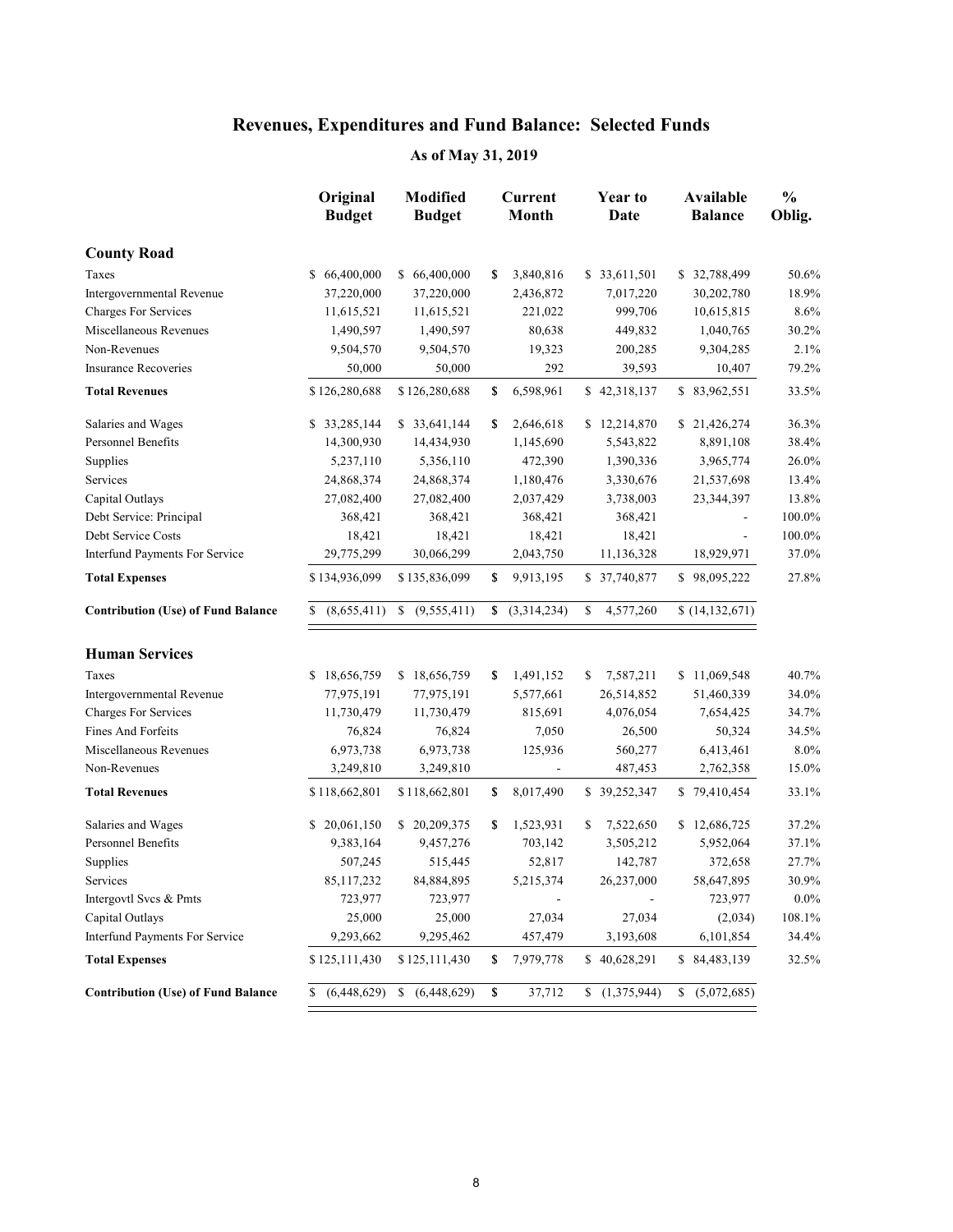# Revenues, Expenditures and Fund Balance: Selected Funds

## As of May 31, 2019

| | Original Budget | Modified Budget | Current Month | Year to Date | Available Balance | % Oblig. |
|---|---|---|---|---|---|---|
| **County Road** | | | | | | |
| Taxes | $ 66,400,000 | $ 66,400,000 | $ 3,840,816 | $ 33,611,501 | $ 32,788,499 | 50.6% |
| Intergovernmental Revenue | 37,220,000 | 37,220,000 | 2,436,872 | 7,017,220 | 30,202,780 | 18.9% |
| Charges For Services | 11,615,521 | 11,615,521 | 221,022 | 999,706 | 10,615,815 | 8.6% |
| Miscellaneous Revenues | 1,490,597 | 1,490,597 | 80,638 | 449,832 | 1,040,765 | 30.2% |
| Non-Revenues | 9,504,570 | 9,504,570 | 19,323 | 200,285 | 9,304,285 | 2.1% |
| Insurance Recoveries | 50,000 | 50,000 | 292 | 39,593 | 10,407 | 79.2% |
| **Total Revenues** | $ 126,280,688 | $ 126,280,688 | $ 6,598,961 | $ 42,318,137 | $ 83,962,551 | 33.5% |
| Salaries and Wages | $ 33,285,144 | $ 33,641,144 | $ 2,646,618 | $ 12,214,870 | $ 21,426,274 | 36.3% |
| Personnel Benefits | 14,300,930 | 14,434,930 | 1,145,690 | 5,543,822 | 8,891,108 | 38.4% |
| Supplies | 5,237,110 | 5,356,110 | 472,390 | 1,390,336 | 3,965,774 | 26.0% |
| Services | 24,868,374 | 24,868,374 | 1,180,476 | 3,330,676 | 21,537,698 | 13.4% |
| Capital Outlays | 27,082,400 | 27,082,400 | 2,037,429 | 3,738,003 | 23,344,397 | 13.8% |
| Debt Service: Principal | 368,421 | 368,421 | 368,421 | 368,421 | - | 100.0% |
| Debt Service Costs | 18,421 | 18,421 | 18,421 | 18,421 | - | 100.0% |
| Interfund Payments For Service | 29,775,299 | 30,066,299 | 2,043,750 | 11,136,328 | 18,929,971 | 37.0% |
| **Total Expenses** | $ 134,936,099 | $ 135,836,099 | $ 9,913,195 | $ 37,740,877 | $ 98,095,222 | 27.8% |
| **Contribution (Use) of Fund Balance** | $ (8,655,411) | $ (9,555,411) | $ (3,314,234) | $ 4,577,260 | $ (14,132,671) | |
| **Human Services** | | | | | | |
| Taxes | $ 18,656,759 | $ 18,656,759 | $ 1,491,152 | $ 7,587,211 | $ 11,069,548 | 40.7% |
| Intergovernmental Revenue | 77,975,191 | 77,975,191 | 5,577,661 | 26,514,852 | 51,460,339 | 34.0% |
| Charges For Services | 11,730,479 | 11,730,479 | 815,691 | 4,076,054 | 7,654,425 | 34.7% |
| Fines And Forfeits | 76,824 | 76,824 | 7,050 | 26,500 | 50,324 | 34.5% |
| Miscellaneous Revenues | 6,973,738 | 6,973,738 | 125,936 | 560,277 | 6,413,461 | 8.0% |
| Non-Revenues | 3,249,810 | 3,249,810 | - | 487,453 | 2,762,358 | 15.0% |
| **Total Revenues** | $ 118,662,801 | $ 118,662,801 | $ 8,017,490 | $ 39,252,347 | $ 79,410,454 | 33.1% |
| Salaries and Wages | $ 20,061,150 | $ 20,209,375 | $ 1,523,931 | $ 7,522,650 | $ 12,686,725 | 37.2% |
| Personnel Benefits | 9,383,164 | 9,457,276 | 703,142 | 3,505,212 | 5,952,064 | 37.1% |
| Supplies | 507,245 | 515,445 | 52,817 | 142,787 | 372,658 | 27.7% |
| Services | 85,117,232 | 84,884,895 | 5,215,374 | 26,237,000 | 58,647,895 | 30.9% |
| Intergovtl Svcs & Pmts | 723,977 | 723,977 | - | - | 723,977 | 0.0% |
| Capital Outlays | 25,000 | 25,000 | 27,034 | 27,034 | (2,034) | 108.1% |
| Interfund Payments For Service | 9,293,662 | 9,295,462 | 457,479 | 3,193,608 | 6,101,854 | 34.4% |
| **Total Expenses** | $ 125,111,430 | $ 125,111,430 | $ 7,979,778 | $ 40,628,291 | $ 84,483,139 | 32.5% |
| **Contribution (Use) of Fund Balance** | $ (6,448,629) | $ (6,448,629) | $ 37,712 | $ (1,375,944) | $ (5,072,685) | |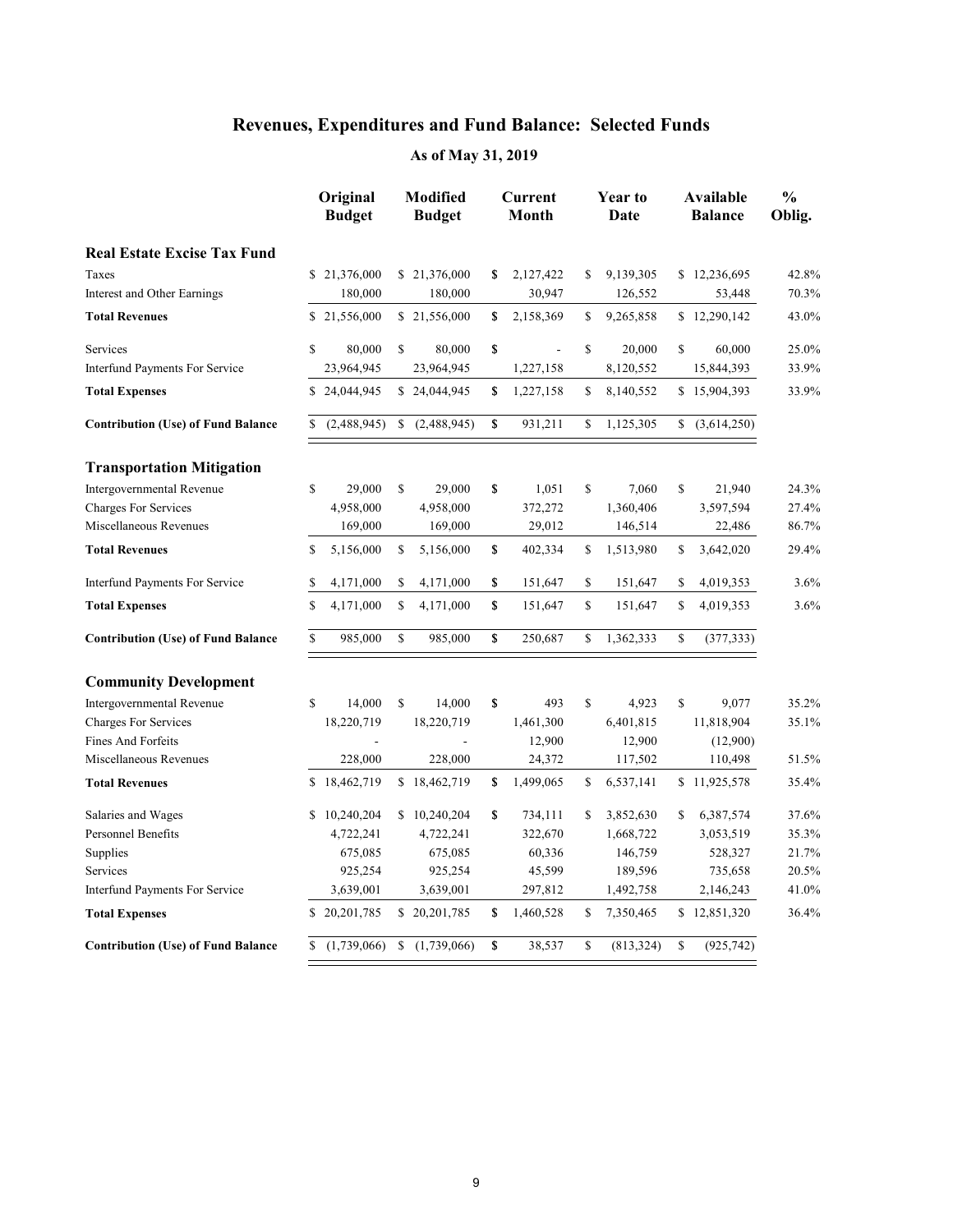# Revenues, Expenditures and Fund Balance: Selected Funds

## As of May 31, 2019

| | Original Budget | Modified Budget | Current Month | Year to Date | Available Balance | % Oblig. |
|---|---|---|---|---|---|---|
| **Real Estate Excise Tax Fund** | | | | | | |
| Taxes | $ 21,376,000 | $ 21,376,000 | $ 2,127,422 | $ 9,139,305 | $ 12,236,695 | 42.8% |
| Interest and Other Earnings | 180,000 | 180,000 | 30,947 | 126,552 | 53,448 | 70.3% |
| **Total Revenues** | $ 21,556,000 | $ 21,556,000 | $ 2,158,369 | $ 9,265,858 | $ 12,290,142 | 43.0% |
| Services | $ 80,000 | $ 80,000 | $ - | $ 20,000 | $ 60,000 | 25.0% |
| Interfund Payments For Service | 23,964,945 | 23,964,945 | 1,227,158 | 8,120,552 | 15,844,393 | 33.9% |
| **Total Expenses** | $ 24,044,945 | $ 24,044,945 | $ 1,227,158 | $ 8,140,552 | $ 15,904,393 | 33.9% |
| **Contribution (Use) of Fund Balance** | $ (2,488,945) | $ (2,488,945) | $ 931,211 | $ 1,125,305 | $ (3,614,250) | |
| **Transportation Mitigation** | | | | | | |
| Intergovernmental Revenue | $ 29,000 | $ 29,000 | $ 1,051 | $ 7,060 | $ 21,940 | 24.3% |
| Charges For Services | 4,958,000 | 4,958,000 | 372,272 | 1,360,406 | 3,597,594 | 27.4% |
| Miscellaneous Revenues | 169,000 | 169,000 | 29,012 | 146,514 | 22,486 | 86.7% |
| **Total Revenues** | $ 5,156,000 | $ 5,156,000 | $ 402,334 | $ 1,513,980 | $ 3,642,020 | 29.4% |
| Interfund Payments For Service | $ 4,171,000 | $ 4,171,000 | $ 151,647 | $ 151,647 | $ 4,019,353 | 3.6% |
| **Total Expenses** | $ 4,171,000 | $ 4,171,000 | $ 151,647 | $ 151,647 | $ 4,019,353 | 3.6% |
| **Contribution (Use) of Fund Balance** | $ 985,000 | $ 985,000 | $ 250,687 | $ 1,362,333 | $ (377,333) | |
| **Community Development** | | | | | | |
| Intergovernmental Revenue | $ 14,000 | $ 14,000 | $ 493 | $ 4,923 | $ 9,077 | 35.2% |
| Charges For Services | 18,220,719 | 18,220,719 | 1,461,300 | 6,401,815 | 11,818,904 | 35.1% |
| Fines And Forfeits | - | - | 12,900 | 12,900 | (12,900) | |
| Miscellaneous Revenues | 228,000 | 228,000 | 24,372 | 117,502 | 110,498 | 51.5% |
| **Total Revenues** | $ 18,462,719 | $ 18,462,719 | $ 1,499,065 | $ 6,537,141 | $ 11,925,578 | 35.4% |
| Salaries and Wages | $ 10,240,204 | $ 10,240,204 | $ 734,111 | $ 3,852,630 | $ 6,387,574 | 37.6% |
| Personnel Benefits | 4,722,241 | 4,722,241 | 322,670 | 1,668,722 | 3,053,519 | 35.3% |
| Supplies | 675,085 | 675,085 | 60,336 | 146,759 | 528,327 | 21.7% |
| Services | 925,254 | 925,254 | 45,599 | 189,596 | 735,658 | 20.5% |
| Interfund Payments For Service | 3,639,001 | 3,639,001 | 297,812 | 1,492,758 | 2,146,243 | 41.0% |
| **Total Expenses** | $ 20,201,785 | $ 20,201,785 | $ 1,460,528 | $ 7,350,465 | $ 12,851,320 | 36.4% |
| **Contribution (Use) of Fund Balance** | $ (1,739,066) | $ (1,739,066) | $ 38,537 | $ (813,324) | $ (925,742) | |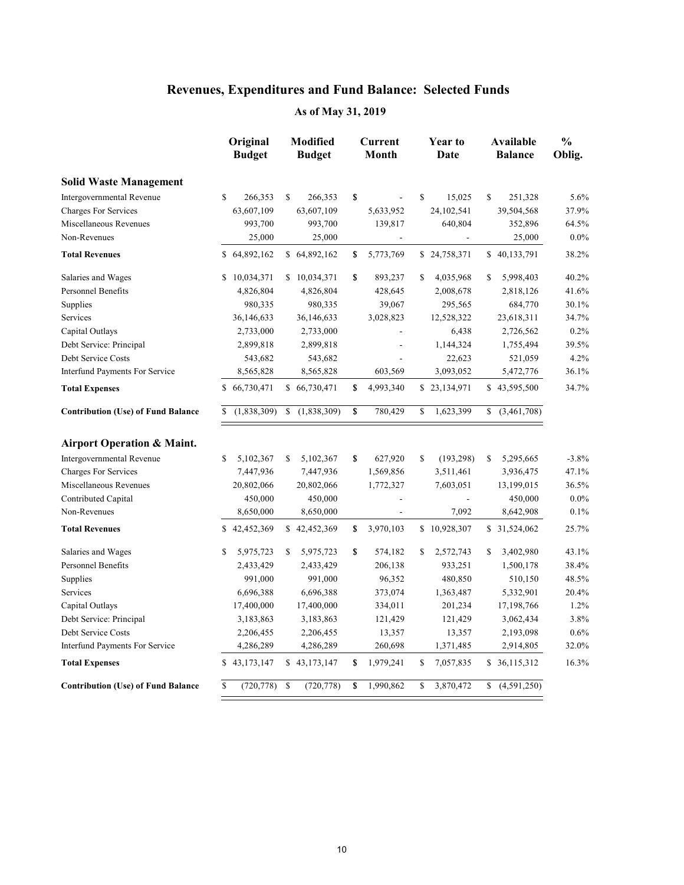# Revenues, Expenditures and Fund Balance: Selected Funds

## As of May 31, 2019

| | Original Budget | Modified Budget | Current Month | Year to Date | Available Balance | % Oblig. |
|---|---|---|---|---|---|---|
| **Solid Waste Management** | | | | | | |
| Intergovernmental Revenue | $ 266,353 | $ 266,353 | $ - | $ 15,025 | $ 251,328 | 5.6% |
| Charges For Services | 63,607,109 | 63,607,109 | 5,633,952 | 24,102,541 | 39,504,568 | 37.9% |
| Miscellaneous Revenues | 993,700 | 993,700 | 139,817 | 640,804 | 352,896 | 64.5% |
| Non-Revenues | 25,000 | 25,000 | - | - | 25,000 | 0.0% |
| **Total Revenues** | $ 64,892,162 | $ 64,892,162 | $ 5,773,769 | $ 24,758,371 | $ 40,133,791 | 38.2% |
| Salaries and Wages | $ 10,034,371 | $ 10,034,371 | $ 893,237 | $ 4,035,968 | $ 5,998,403 | 40.2% |
| Personnel Benefits | 4,826,804 | 4,826,804 | 428,645 | 2,008,678 | 2,818,126 | 41.6% |
| Supplies | 980,335 | 980,335 | 39,067 | 295,565 | 684,770 | 30.1% |
| Services | 36,146,633 | 36,146,633 | 3,028,823 | 12,528,322 | 23,618,311 | 34.7% |
| Capital Outlays | 2,733,000 | 2,733,000 | - | 6,438 | 2,726,562 | 0.2% |
| Debt Service: Principal | 2,899,818 | 2,899,818 | - | 1,144,324 | 1,755,494 | 39.5% |
| Debt Service Costs | 543,682 | 543,682 | - | 22,623 | 521,059 | 4.2% |
| Interfund Payments For Service | 8,565,828 | 8,565,828 | 603,569 | 3,093,052 | 5,472,776 | 36.1% |
| **Total Expenses** | $ 66,730,471 | $ 66,730,471 | $ 4,993,340 | $ 23,134,971 | $ 43,595,500 | 34.7% |
| **Contribution (Use) of Fund Balance** | $ (1,838,309) | $ (1,838,309) | $ 780,429 | $ 1,623,399 | $ (3,461,708) | |
| **Airport Operation & Maint.** | | | | | | |
| Intergovernmental Revenue | $ 5,102,367 | $ 5,102,367 | $ 627,920 | $ (193,298) | $ 5,295,665 | -3.8% |
| Charges For Services | 7,447,936 | 7,447,936 | 1,569,856 | 3,511,461 | 3,936,475 | 47.1% |
| Miscellaneous Revenues | 20,802,066 | 20,802,066 | 1,772,327 | 7,603,051 | 13,199,015 | 36.5% |
| Contributed Capital | 450,000 | 450,000 | - | - | 450,000 | 0.0% |
| Non-Revenues | 8,650,000 | 8,650,000 | - | 7,092 | 8,642,908 | 0.1% |
| **Total Revenues** | $ 42,452,369 | $ 42,452,369 | $ 3,970,103 | $ 10,928,307 | $ 31,524,062 | 25.7% |
| Salaries and Wages | $ 5,975,723 | $ 5,975,723 | $ 574,182 | $ 2,572,743 | $ 3,402,980 | 43.1% |
| Personnel Benefits | 2,433,429 | 2,433,429 | 206,138 | 933,251 | 1,500,178 | 38.4% |
| Supplies | 991,000 | 991,000 | 96,352 | 480,850 | 510,150 | 48.5% |
| Services | 6,696,388 | 6,696,388 | 373,074 | 1,363,487 | 5,332,901 | 20.4% |
| Capital Outlays | 17,400,000 | 17,400,000 | 334,011 | 201,234 | 17,198,766 | 1.2% |
| Debt Service: Principal | 3,183,863 | 3,183,863 | 121,429 | 121,429 | 3,062,434 | 3.8% |
| Debt Service Costs | 2,206,455 | 2,206,455 | 13,357 | 13,357 | 2,193,098 | 0.6% |
| Interfund Payments For Service | 4,286,289 | 4,286,289 | 260,698 | 1,371,485 | 2,914,805 | 32.0% |
| **Total Expenses** | $ 43,173,147 | $ 43,173,147 | $ 1,979,241 | $ 7,057,835 | $ 36,115,312 | 16.3% |
| **Contribution (Use) of Fund Balance** | $ (720,778) | $ (720,778) | $ 1,990,862 | $ 3,870,472 | $ (4,591,250) | |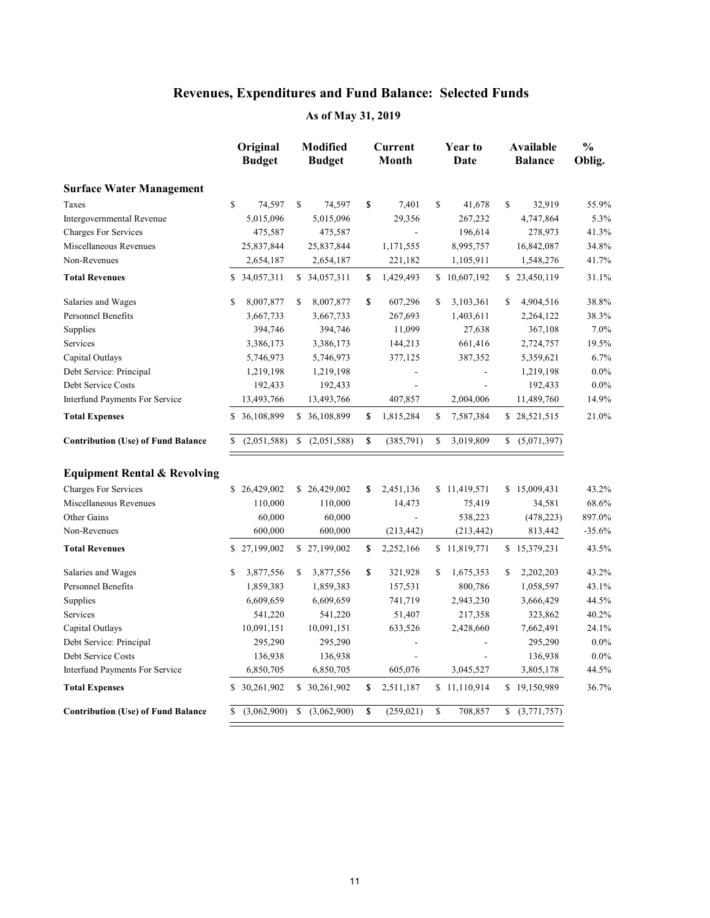# Revenues, Expenditures and Fund Balance: Selected Funds

## As of May 31, 2019

| | Original Budget | Modified Budget | Current Month | Year to Date | Available Balance | % Oblig. |
|---|---|---|---|---|---|---|
| **Surface Water Management** | | | | | | |
| Taxes | $ 74,597 | $ 74,597 | $ 7,401 | $ 41,678 | $ 32,919 | 55.9% |
| Intergovernmental Revenue | 5,015,096 | 5,015,096 | 29,356 | 267,232 | 4,747,864 | 5.3% |
| Charges For Services | 475,587 | 475,587 | - | 196,614 | 278,973 | 41.3% |
| Miscellaneous Revenues | 25,837,844 | 25,837,844 | 1,171,555 | 8,995,757 | 16,842,087 | 34.8% |
| Non-Revenues | 2,654,187 | 2,654,187 | 221,182 | 1,105,911 | 1,548,276 | 41.7% |
| **Total Revenues** | $ 34,057,311 | $ 34,057,311 | $ 1,429,493 | $ 10,607,192 | $ 23,450,119 | 31.1% |
| Salaries and Wages | $ 8,007,877 | $ 8,007,877 | $ 607,296 | $ 3,103,361 | $ 4,904,516 | 38.8% |
| Personnel Benefits | 3,667,733 | 3,667,733 | 267,693 | 1,403,611 | 2,264,122 | 38.3% |
| Supplies | 394,746 | 394,746 | 11,099 | 27,638 | 367,108 | 7.0% |
| Services | 3,386,173 | 3,386,173 | 144,213 | 661,416 | 2,724,757 | 19.5% |
| Capital Outlays | 5,746,973 | 5,746,973 | 377,125 | 387,352 | 5,359,621 | 6.7% |
| Debt Service: Principal | 1,219,198 | 1,219,198 | - | - | 1,219,198 | 0.0% |
| Debt Service Costs | 192,433 | 192,433 | - | - | 192,433 | 0.0% |
| Interfund Payments For Service | 13,493,766 | 13,493,766 | 407,857 | 2,004,006 | 11,489,760 | 14.9% |
| **Total Expenses** | $ 36,108,899 | $ 36,108,899 | $ 1,815,284 | $ 7,587,384 | $ 28,521,515 | 21.0% |
| **Contribution (Use) of Fund Balance** | $ (2,051,588) | $ (2,051,588) | $ (385,791) | $ 3,019,809 | $ (5,071,397) | |
| **Equipment Rental & Revolving** | | | | | | |
| Charges For Services | $ 26,429,002 | $ 26,429,002 | $ 2,451,136 | $ 11,419,571 | $ 15,009,431 | 43.2% |
| Miscellaneous Revenues | 110,000 | 110,000 | 14,473 | 75,419 | 34,581 | 68.6% |
| Other Gains | 60,000 | 60,000 | - | 538,223 | (478,223) | 897.0% |
| Non-Revenues | 600,000 | 600,000 | (213,442) | (213,442) | 813,442 | -35.6% |
| **Total Revenues** | $ 27,199,002 | $ 27,199,002 | $ 2,252,166 | $ 11,819,771 | $ 15,379,231 | 43.5% |
| Salaries and Wages | $ 3,877,556 | $ 3,877,556 | $ 321,928 | $ 1,675,353 | $ 2,202,203 | 43.2% |
| Personnel Benefits | 1,859,383 | 1,859,383 | 157,531 | 800,786 | 1,058,597 | 43.1% |
| Supplies | 6,609,659 | 6,609,659 | 741,719 | 2,943,230 | 3,666,429 | 44.5% |
| Services | 541,220 | 541,220 | 51,407 | 217,358 | 323,862 | 40.2% |
| Capital Outlays | 10,091,151 | 10,091,151 | 633,526 | 2,428,660 | 7,662,491 | 24.1% |
| Debt Service: Principal | 295,290 | 295,290 | - | - | 295,290 | 0.0% |
| Debt Service Costs | 136,938 | 136,938 | - | - | 136,938 | 0.0% |
| Interfund Payments For Service | 6,850,705 | 6,850,705 | 605,076 | 3,045,527 | 3,805,178 | 44.5% |
| **Total Expenses** | $ 30,261,902 | $ 30,261,902 | $ 2,511,187 | $ 11,110,914 | $ 19,150,989 | 36.7% |
| **Contribution (Use) of Fund Balance** | $ (3,062,900) | $ (3,062,900) | $ (259,021) | $ 708,857 | $ (3,771,757) | |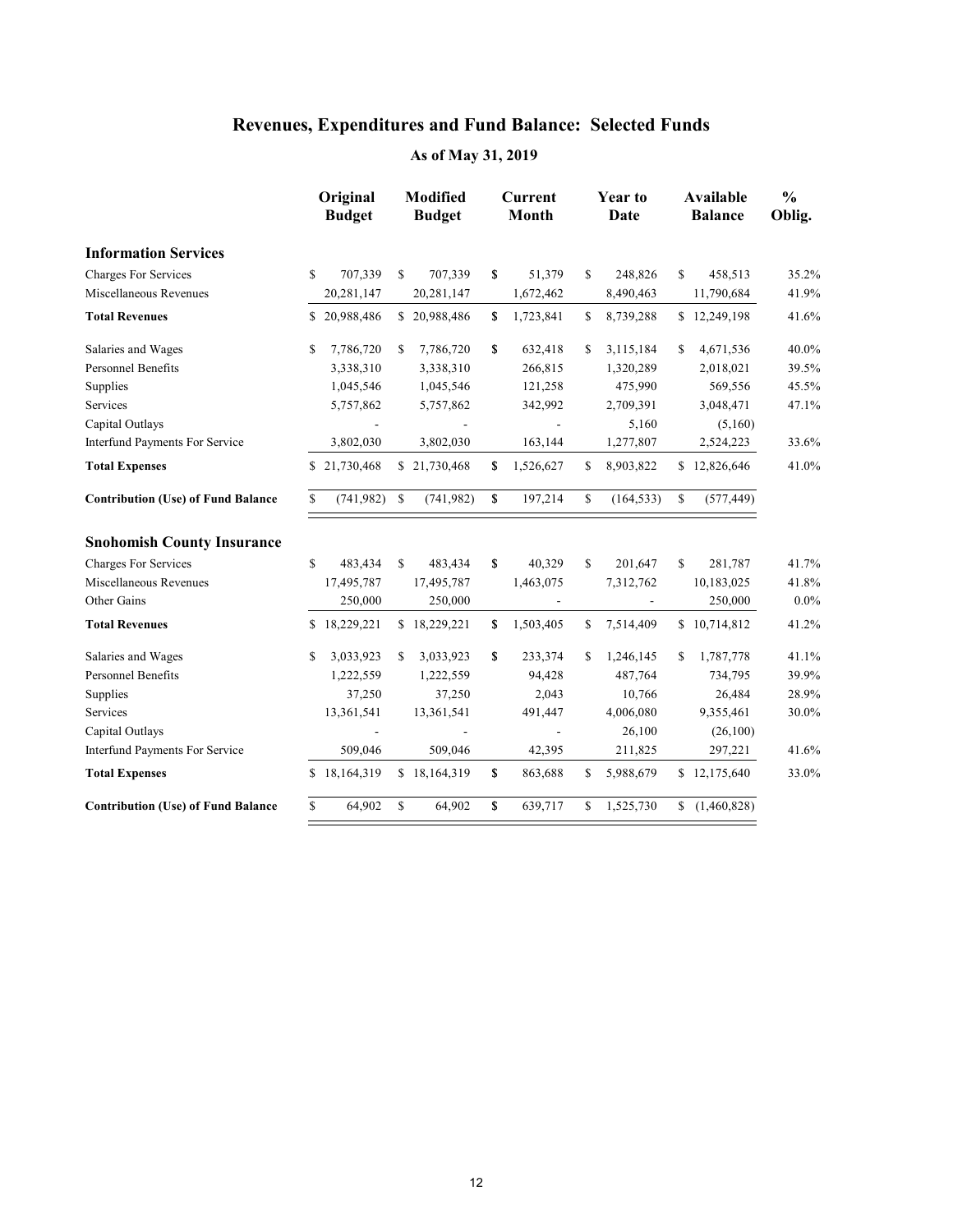# Revenues, Expenditures and Fund Balance: Selected Funds

## As of May 31, 2019

| | Original Budget | Modified Budget | Current Month | Year to Date | Available Balance | % Oblig. |
|---|---|---|---|---|---|---|
| **Information Services** | | | | | | |
| Charges For Services | $ 707,339 | $ 707,339 | $ 51,379 | $ 248,826 | $ 458,513 | 35.2% |
| Miscellaneous Revenues | 20,281,147 | 20,281,147 | 1,672,462 | 8,490,463 | 11,790,684 | 41.9% |
| **Total Revenues** | $ 20,988,486 | $ 20,988,486 | $ 1,723,841 | $ 8,739,288 | $ 12,249,198 | 41.6% |
| Salaries and Wages | $ 7,786,720 | $ 7,786,720 | $ 632,418 | $ 3,115,184 | $ 4,671,536 | 40.0% |
| Personnel Benefits | 3,338,310 | 3,338,310 | 266,815 | 1,320,289 | 2,018,021 | 39.5% |
| Supplies | 1,045,546 | 1,045,546 | 121,258 | 475,990 | 569,556 | 45.5% |
| Services | 5,757,862 | 5,757,862 | 342,992 | 2,709,391 | 3,048,471 | 47.1% |
| Capital Outlays | - | - | - | 5,160 | (5,160) | |
| Interfund Payments For Service | 3,802,030 | 3,802,030 | 163,144 | 1,277,807 | 2,524,223 | 33.6% |
| **Total Expenses** | $ 21,730,468 | $ 21,730,468 | $ 1,526,627 | $ 8,903,822 | $ 12,826,646 | 41.0% |
| **Contribution (Use) of Fund Balance** | $ (741,982) | $ (741,982) | $ 197,214 | $ (164,533) | $ (577,449) | |
| **Snohomish County Insurance** | | | | | | |
| Charges For Services | $ 483,434 | $ 483,434 | $ 40,329 | $ 201,647 | $ 281,787 | 41.7% |
| Miscellaneous Revenues | 17,495,787 | 17,495,787 | 1,463,075 | 7,312,762 | 10,183,025 | 41.8% |
| Other Gains | 250,000 | 250,000 | - | - | 250,000 | 0.0% |
| **Total Revenues** | $ 18,229,221 | $ 18,229,221 | $ 1,503,405 | $ 7,514,409 | $ 10,714,812 | 41.2% |
| Salaries and Wages | $ 3,033,923 | $ 3,033,923 | $ 233,374 | $ 1,246,145 | $ 1,787,778 | 41.1% |
| Personnel Benefits | 1,222,559 | 1,222,559 | 94,428 | 487,764 | 734,795 | 39.9% |
| Supplies | 37,250 | 37,250 | 2,043 | 10,766 | 26,484 | 28.9% |
| Services | 13,361,541 | 13,361,541 | 491,447 | 4,006,080 | 9,355,461 | 30.0% |
| Capital Outlays | - | - | - | 26,100 | (26,100) | |
| Interfund Payments For Service | 509,046 | 509,046 | 42,395 | 211,825 | 297,221 | 41.6% |
| **Total Expenses** | $ 18,164,319 | $ 18,164,319 | $ 863,688 | $ 5,988,679 | $ 12,175,640 | 33.0% |
| **Contribution (Use) of Fund Balance** | $ 64,902 | $ 64,902 | $ 639,717 | $ 1,525,730 | $ (1,460,828) | |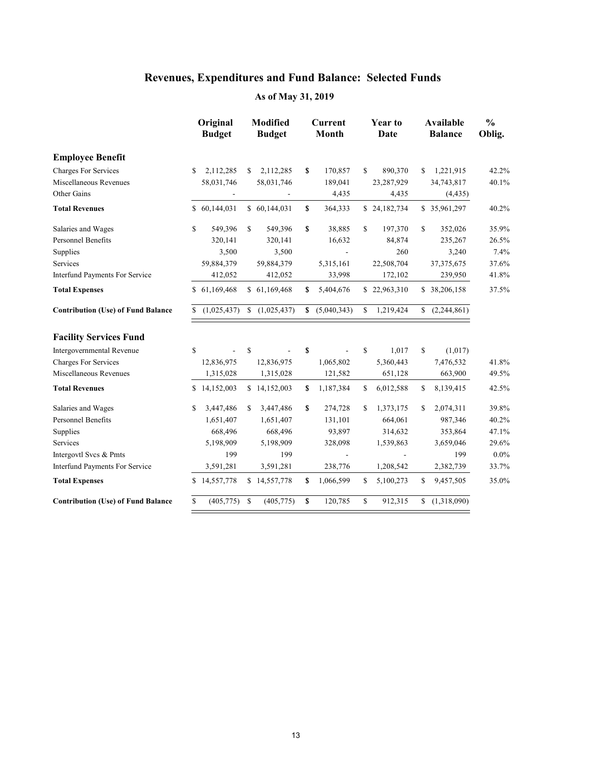# Revenues, Expenditures and Fund Balance: Selected Funds

## As of May 31, 2019

| | Original Budget | Modified Budget | Current Month | Year to Date | Available Balance | % Oblig. |
|---|---|---|---|---|---|---|
| **Employee Benefit** | | | | | | |
| Charges For Services | $ 2,112,285 | $ 2,112,285 | $ 170,857 | $ 890,370 | $ 1,221,915 | 42.2% |
| Miscellaneous Revenues | 58,031,746 | 58,031,746 | 189,041 | 23,287,929 | 34,743,817 | 40.1% |
| Other Gains | - | - | 4,435 | 4,435 | (4,435) | |
| **Total Revenues** | $ 60,144,031 | $ 60,144,031 | $ 364,333 | $ 24,182,734 | $ 35,961,297 | 40.2% |
| Salaries and Wages | $ 549,396 | $ 549,396 | $ 38,885 | $ 197,370 | $ 352,026 | 35.9% |
| Personnel Benefits | 320,141 | 320,141 | 16,632 | 84,874 | 235,267 | 26.5% |
| Supplies | 3,500 | 3,500 | - | 260 | 3,240 | 7.4% |
| Services | 59,884,379 | 59,884,379 | 5,315,161 | 22,508,704 | 37,375,675 | 37.6% |
| Interfund Payments For Service | 412,052 | 412,052 | 33,998 | 172,102 | 239,950 | 41.8% |
| **Total Expenses** | $ 61,169,468 | $ 61,169,468 | $ 5,404,676 | $ 22,963,310 | $ 38,206,158 | 37.5% |
| **Contribution (Use) of Fund Balance** | $ (1,025,437) | $ (1,025,437) | $ (5,040,343) | $ 1,219,424 | $ (2,244,861) | |
| **Facility Services Fund** | | | | | | |
| Intergovernmental Revenue | $ - | $ - | $ - | $ 1,017 | $ (1,017) | |
| Charges For Services | 12,836,975 | 12,836,975 | 1,065,802 | 5,360,443 | 7,476,532 | 41.8% |
| Miscellaneous Revenues | 1,315,028 | 1,315,028 | 121,582 | 651,128 | 663,900 | 49.5% |
| **Total Revenues** | $ 14,152,003 | $ 14,152,003 | $ 1,187,384 | $ 6,012,588 | $ 8,139,415 | 42.5% |
| Salaries and Wages | $ 3,447,486 | $ 3,447,486 | $ 274,728 | $ 1,373,175 | $ 2,074,311 | 39.8% |
| Personnel Benefits | 1,651,407 | 1,651,407 | 131,101 | 664,061 | 987,346 | 40.2% |
| Supplies | 668,496 | 668,496 | 93,897 | 314,632 | 353,864 | 47.1% |
| Services | 5,198,909 | 5,198,909 | 328,098 | 1,539,863 | 3,659,046 | 29.6% |
| Intergovtl Svcs & Pmts | 199 | 199 | - | - | 199 | 0.0% |
| Interfund Payments For Service | 3,591,281 | 3,591,281 | 238,776 | 1,208,542 | 2,382,739 | 33.7% |
| **Total Expenses** | $ 14,557,778 | $ 14,557,778 | $ 1,066,599 | $ 5,100,273 | $ 9,457,505 | 35.0% |
| **Contribution (Use) of Fund Balance** | $ (405,775) | $ (405,775) | $ 120,785 | $ 912,315 | $ (1,318,090) | |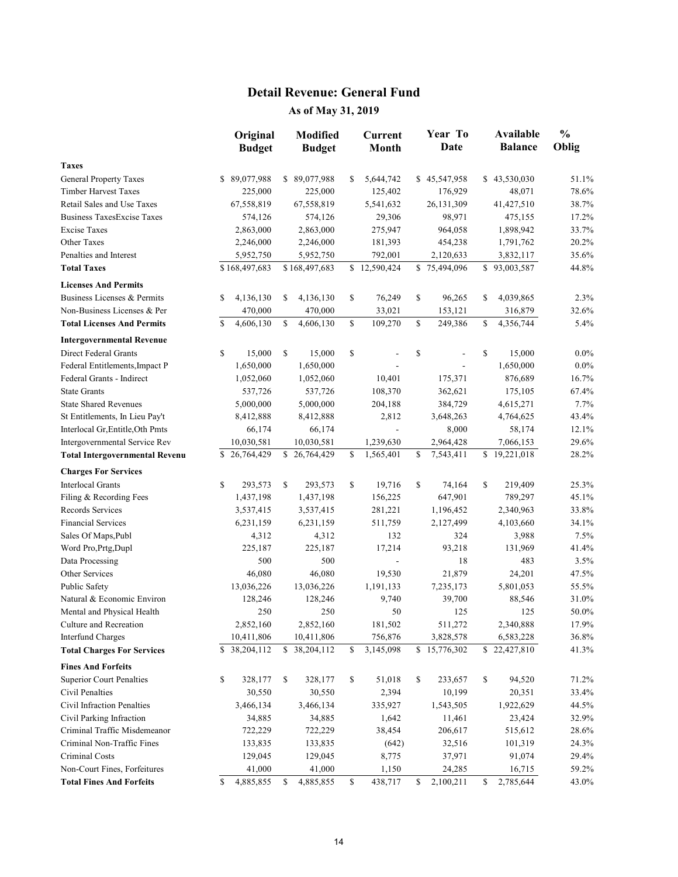# Detail Revenue: General Fund

## As of May 31, 2019

| | Original Budget | Modified Budget | Current Month | Year To Date | Available Balance | % Oblig |
|---|---|---|---|---|---|---|
| **Taxes** | | | | | | |
| General Property Taxes | $ 89,077,988 | $ 89,077,988 | $ 5,644,742 | $ 45,547,958 | $ 43,530,030 | 51.1% |
| Timber Harvest Taxes | 225,000 | 225,000 | 125,402 | 176,929 | 48,071 | 78.6% |
| Retail Sales and Use Taxes | 67,558,819 | 67,558,819 | 5,541,632 | 26,131,309 | 41,427,510 | 38.7% |
| Business TaxesExcise Taxes | 574,126 | 574,126 | 29,306 | 98,971 | 475,155 | 17.2% |
| Excise Taxes | 2,863,000 | 2,863,000 | 275,947 | 964,058 | 1,898,942 | 33.7% |
| Other Taxes | 2,246,000 | 2,246,000 | 181,393 | 454,238 | 1,791,762 | 20.2% |
| Penalties and Interest | 5,952,750 | 5,952,750 | 792,001 | 2,120,633 | 3,832,117 | 35.6% |
| **Total Taxes** | $ 168,497,683 | $ 168,497,683 | $ 12,590,424 | $ 75,494,096 | $ 93,003,587 | 44.8% |
| **Licenses And Permits** | | | | | | |
| Business Licenses & Permits | $ 4,136,130 | $ 4,136,130 | $ 76,249 | $ 96,265 | $ 4,039,865 | 2.3% |
| Non-Business Licenses & Per | 470,000 | 470,000 | 33,021 | 153,121 | 316,879 | 32.6% |
| **Total Licenses And Permits** | $ 4,606,130 | $ 4,606,130 | $ 109,270 | $ 249,386 | $ 4,356,744 | 5.4% |
| **Intergovernmental Revenue** | | | | | | |
| Direct Federal Grants | $ 15,000 | $ 15,000 | $ - | $ - | $ 15,000 | 0.0% |
| Federal Entitlements,Impact P | 1,650,000 | 1,650,000 | - | - | 1,650,000 | 0.0% |
| Federal Grants - Indirect | 1,052,060 | 1,052,060 | 10,401 | 175,371 | 876,689 | 16.7% |
| State Grants | 537,726 | 537,726 | 108,370 | 362,621 | 175,105 | 67.4% |
| State Shared Revenues | 5,000,000 | 5,000,000 | 204,188 | 384,729 | 4,615,271 | 7.7% |
| St Entitlements, In Lieu Pay't | 8,412,888 | 8,412,888 | 2,812 | 3,648,263 | 4,764,625 | 43.4% |
| Interlocal Gr,Entitle,Oth Pmts | 66,174 | 66,174 | - | 8,000 | 58,174 | 12.1% |
| Intergovernmental Service Rev | 10,030,581 | 10,030,581 | 1,239,630 | 2,964,428 | 7,066,153 | 29.6% |
| **Total Intergovernmental Revenu** | $ 26,764,429 | $ 26,764,429 | $ 1,565,401 | $ 7,543,411 | $ 19,221,018 | 28.2% |
| **Charges For Services** | | | | | | |
| Interlocal Grants | $ 293,573 | $ 293,573 | $ 19,716 | $ 74,164 | $ 219,409 | 25.3% |
| Filing & Recording Fees | 1,437,198 | 1,437,198 | 156,225 | 647,901 | 789,297 | 45.1% |
| Records Services | 3,537,415 | 3,537,415 | 281,221 | 1,196,452 | 2,340,963 | 33.8% |
| Financial Services | 6,231,159 | 6,231,159 | 511,759 | 2,127,499 | 4,103,660 | 34.1% |
| Sales Of Maps,Publ | 4,312 | 4,312 | 132 | 324 | 3,988 | 7.5% |
| Word Pro,Prtg,Dupl | 225,187 | 225,187 | 17,214 | 93,218 | 131,969 | 41.4% |
| Data Processing | 500 | 500 | - | 18 | 483 | 3.5% |
| Other Services | 46,080 | 46,080 | 19,530 | 21,879 | 24,201 | 47.5% |
| Public Safety | 13,036,226 | 13,036,226 | 1,191,133 | 7,235,173 | 5,801,053 | 55.5% |
| Natural & Economic Environ | 128,246 | 128,246 | 9,740 | 39,700 | 88,546 | 31.0% |
| Mental and Physical Health | 250 | 250 | 50 | 125 | 125 | 50.0% |
| Culture and Recreation | 2,852,160 | 2,852,160 | 181,502 | 511,272 | 2,340,888 | 17.9% |
| Interfund Charges | 10,411,806 | 10,411,806 | 756,876 | 3,828,578 | 6,583,228 | 36.8% |
| **Total Charges For Services** | $ 38,204,112 | $ 38,204,112 | $ 3,145,098 | $ 15,776,302 | $ 22,427,810 | 41.3% |
| **Fines And Forfeits** | | | | | | |
| Superior Court Penalties | $ 328,177 | $ 328,177 | $ 51,018 | $ 233,657 | $ 94,520 | 71.2% |
| Civil Penalties | 30,550 | 30,550 | 2,394 | 10,199 | 20,351 | 33.4% |
| Civil Infraction Penalties | 3,466,134 | 3,466,134 | 335,927 | 1,543,505 | 1,922,629 | 44.5% |
| Civil Parking Infraction | 34,885 | 34,885 | 1,642 | 11,461 | 23,424 | 32.9% |
| Criminal Traffic Misdemeanor | 722,229 | 722,229 | 38,454 | 206,617 | 515,612 | 28.6% |
| Criminal Non-Traffic Fines | 133,835 | 133,835 | (642) | 32,516 | 101,319 | 24.3% |
| Criminal Costs | 129,045 | 129,045 | 8,775 | 37,971 | 91,074 | 29.4% |
| Non-Court Fines, Forfeitures | 41,000 | 41,000 | 1,150 | 24,285 | 16,715 | 59.2% |
| **Total Fines And Forfeits** | $ 4,885,855 | $ 4,885,855 | $ 438,717 | $ 2,100,211 | $ 2,785,644 | 43.0% |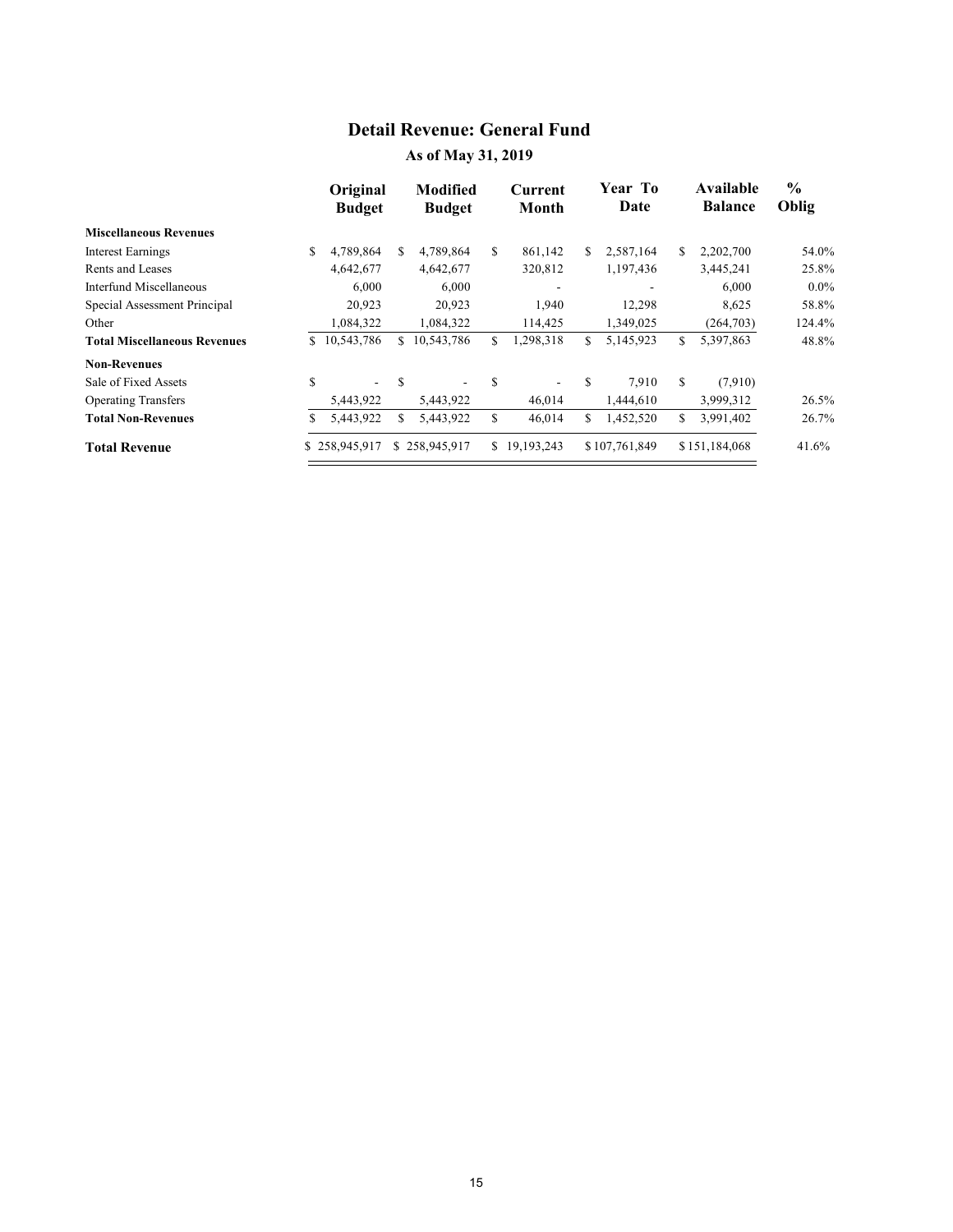# Detail Revenue: General Fund

## As of May 31, 2019

| | Original Budget | Modified Budget | Current Month | Year To Date | Available Balance | % Oblig |
|---|---|---|---|---|---|---|
| **Miscellaneous Revenues** | | | | | | |
| Interest Earnings | $ 4,789,864 | $ 4,789,864 | $ 861,142 | $ 2,587,164 | $ 2,202,700 | 54.0% |
| Rents and Leases | 4,642,677 | 4,642,677 | 320,812 | 1,197,436 | 3,445,241 | 25.8% |
| Interfund Miscellaneous | 6,000 | 6,000 | - | - | 6,000 | 0.0% |
| Special Assessment Principal | 20,923 | 20,923 | 1,940 | 12,298 | 8,625 | 58.8% |
| Other | 1,084,322 | 1,084,322 | 114,425 | 1,349,025 | (264,703) | 124.4% |
| **Total Miscellaneous Revenues** | $ 10,543,786 | $ 10,543,786 | $ 1,298,318 | $ 5,145,923 | $ 5,397,863 | 48.8% |
| **Non-Revenues** | | | | | | |
| Sale of Fixed Assets | $ - | $ - | $ - | $ 7,910 | $ (7,910) | |
| Operating Transfers | 5,443,922 | 5,443,922 | 46,014 | 1,444,610 | 3,999,312 | 26.5% |
| **Total Non-Revenues** | $ 5,443,922 | $ 5,443,922 | $ 46,014 | $ 1,452,520 | $ 3,991,402 | 26.7% |
| **Total Revenue** | $ 258,945,917 | $ 258,945,917 | $ 19,193,243 | $ 107,761,849 | $ 151,184,068 | 41.6% |